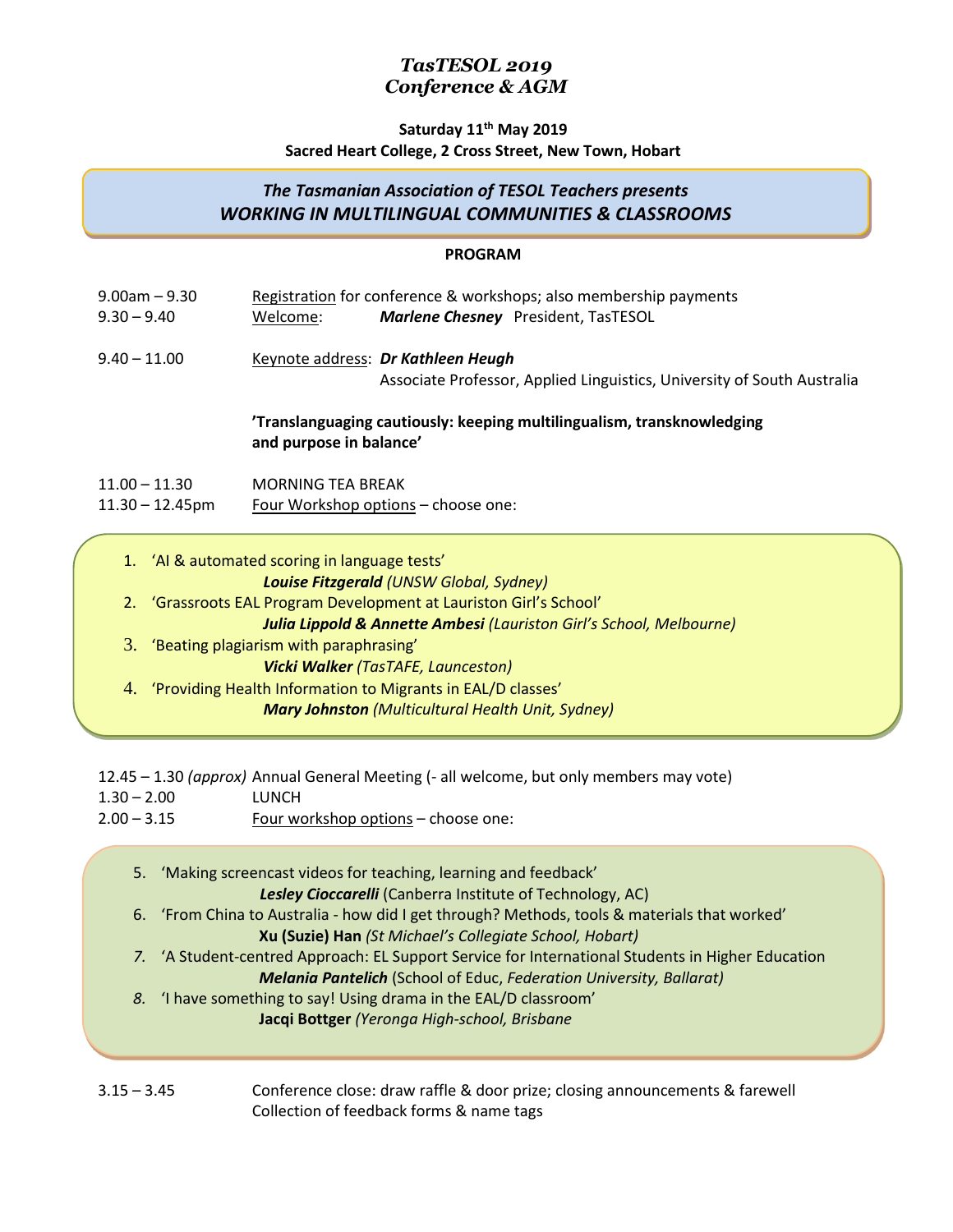# *TasTESOL 2019*
# *Conference & AGM*

**Saturday 11th May 2019**
**Sacred Heart College, 2 Cross Street, New Town, Hobart**

***The Tasmanian Association of TESOL Teachers presents***
***WORKING IN MULTILINGUAL COMMUNITIES & CLASSROOMS***

**PROGRAM**

9.00am – 9.30 — Registration for conference & workshops; also membership payments

9.30 – 9.40 — Welcome: ***Marlene Chesney*** President, TasTESOL

9.40 – 11.00 — Keynote address: ***Dr Kathleen Heugh***
Associate Professor, Applied Linguistics, University of South Australia

**'Translanguaging cautiously: keeping multilingualism, transknowledging and purpose in balance'**

11.00 – 11.30 — MORNING TEA BREAK

11.30 – 12.45pm — Four Workshop options – choose one:

1. 'AI & automated scoring in language tests'
   ***Louise Fitzgerald*** *(UNSW Global, Sydney)*
2. 'Grassroots EAL Program Development at Lauriston Girl's School'
   ***Julia Lippold & Annette Ambesi*** *(Lauriston Girl's School, Melbourne)*
3. 'Beating plagiarism with paraphrasing'
   ***Vicki Walker*** *(TasTAFE, Launceston)*
4. 'Providing Health Information to Migrants in EAL/D classes'
   ***Mary Johnston*** *(Multicultural Health Unit, Sydney)*

12.45 – 1.30 *(approx)* — Annual General Meeting (- all welcome, but only members may vote)

1.30 – 2.00 — LUNCH

2.00 – 3.15 — Four workshop options – choose one:

5. 'Making screencast videos for teaching, learning and feedback'
   ***Lesley Cioccarelli*** (Canberra Institute of Technology, AC)
6. 'From China to Australia - how did I get through? Methods, tools & materials that worked'
   **Xu (Suzie) Han** *(St Michael's Collegiate School, Hobart)*
7. 'A Student-centred Approach: EL Support Service for International Students in Higher Education
   ***Melania Pantelich*** (School of Educ, *Federation University, Ballarat)*
8. 'I have something to say! Using drama in the EAL/D classroom'
   **Jacqi Bottger** *(Yeronga High-school, Brisbane*

3.15 – 3.45 — Conference close: draw raffle & door prize; closing announcements & farewell
Collection of feedback forms & name tags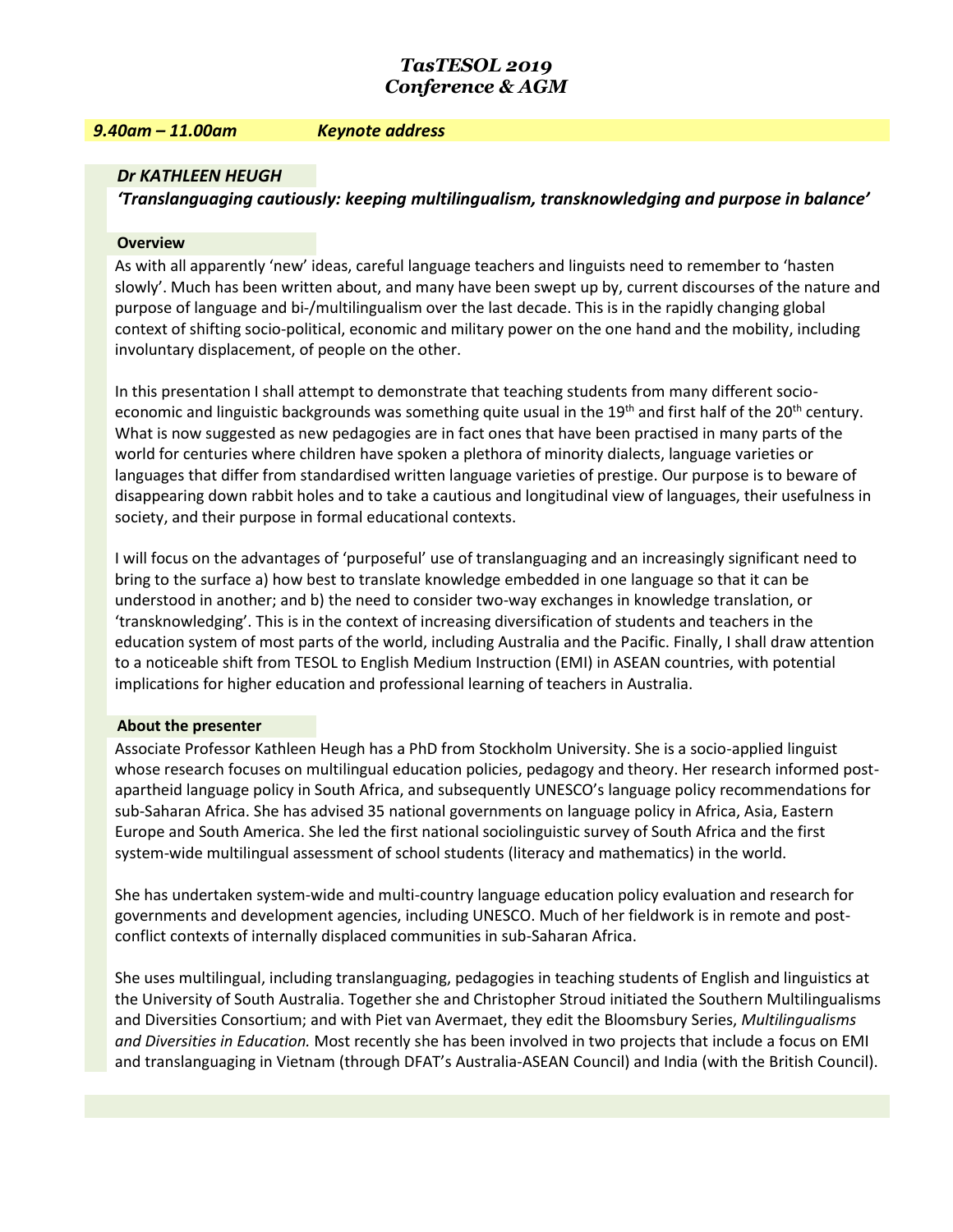# *TasTESOL 2019*
# *Conference & AGM*

***9.40am – 11.00am*** ***Keynote address***

***Dr KATHLEEN HEUGH***

***'Translanguaging cautiously: keeping multilingualism, transknowledging and purpose in balance'***

**Overview**

As with all apparently 'new' ideas, careful language teachers and linguists need to remember to 'hasten slowly'. Much has been written about, and many have been swept up by, current discourses of the nature and purpose of language and bi-/multilingualism over the last decade. This is in the rapidly changing global context of shifting socio-political, economic and military power on the one hand and the mobility, including involuntary displacement, of people on the other.

In this presentation I shall attempt to demonstrate that teaching students from many different socio-economic and linguistic backgrounds was something quite usual in the 19th and first half of the 20th century. What is now suggested as new pedagogies are in fact ones that have been practised in many parts of the world for centuries where children have spoken a plethora of minority dialects, language varieties or languages that differ from standardised written language varieties of prestige. Our purpose is to beware of disappearing down rabbit holes and to take a cautious and longitudinal view of languages, their usefulness in society, and their purpose in formal educational contexts.

I will focus on the advantages of 'purposeful' use of translanguaging and an increasingly significant need to bring to the surface a) how best to translate knowledge embedded in one language so that it can be understood in another; and b) the need to consider two-way exchanges in knowledge translation, or 'transknowledging'. This is in the context of increasing diversification of students and teachers in the education system of most parts of the world, including Australia and the Pacific. Finally, I shall draw attention to a noticeable shift from TESOL to English Medium Instruction (EMI) in ASEAN countries, with potential implications for higher education and professional learning of teachers in Australia.

**About the presenter**

Associate Professor Kathleen Heugh has a PhD from Stockholm University. She is a socio-applied linguist whose research focuses on multilingual education policies, pedagogy and theory. Her research informed post-apartheid language policy in South Africa, and subsequently UNESCO's language policy recommendations for sub-Saharan Africa. She has advised 35 national governments on language policy in Africa, Asia, Eastern Europe and South America. She led the first national sociolinguistic survey of South Africa and the first system-wide multilingual assessment of school students (literacy and mathematics) in the world.

She has undertaken system-wide and multi-country language education policy evaluation and research for governments and development agencies, including UNESCO. Much of her fieldwork is in remote and post-conflict contexts of internally displaced communities in sub-Saharan Africa.

She uses multilingual, including translanguaging, pedagogies in teaching students of English and linguistics at the University of South Australia. Together she and Christopher Stroud initiated the Southern Multilingualisms and Diversities Consortium; and with Piet van Avermaet, they edit the Bloomsbury Series, *Multilingualisms and Diversities in Education.* Most recently she has been involved in two projects that include a focus on EMI and translanguaging in Vietnam (through DFAT's Australia-ASEAN Council) and India (with the British Council).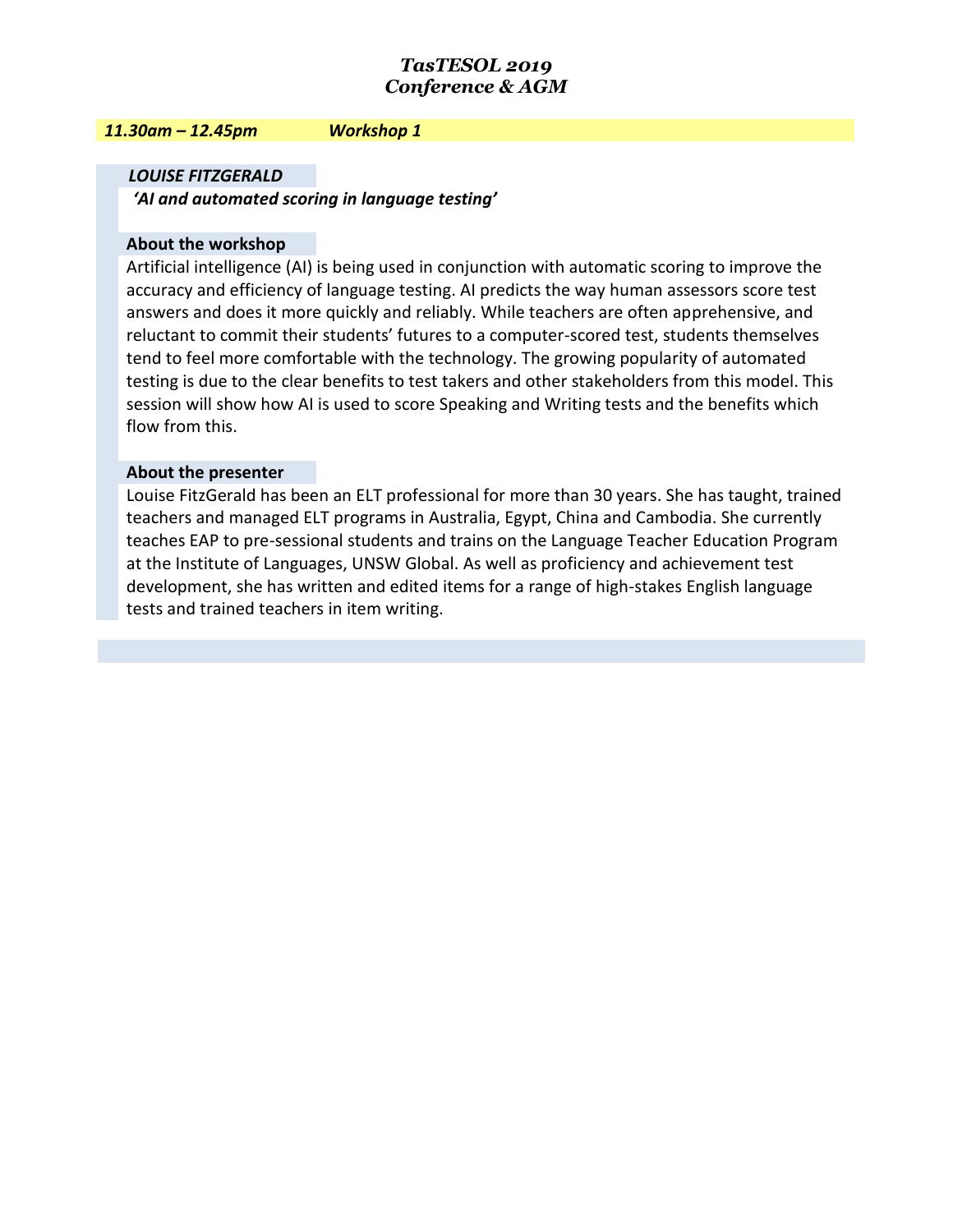***11.30am – 12.45pm Workshop 1***

***LOUISE FITZGERALD***

***'AI and automated scoring in language testing'***

**About the workshop**

Artificial intelligence (AI) is being used in conjunction with automatic scoring to improve the accuracy and efficiency of language testing. AI predicts the way human assessors score test answers and does it more quickly and reliably. While teachers are often apprehensive, and reluctant to commit their students' futures to a computer-scored test, students themselves tend to feel more comfortable with the technology. The growing popularity of automated testing is due to the clear benefits to test takers and other stakeholders from this model. This session will show how AI is used to score Speaking and Writing tests and the benefits which flow from this.

**About the presenter**

Louise FitzGerald has been an ELT professional for more than 30 years. She has taught, trained teachers and managed ELT programs in Australia, Egypt, China and Cambodia. She currently teaches EAP to pre-sessional students and trains on the Language Teacher Education Program at the Institute of Languages, UNSW Global. As well as proficiency and achievement test development, she has written and edited items for a range of high-stakes English language tests and trained teachers in item writing.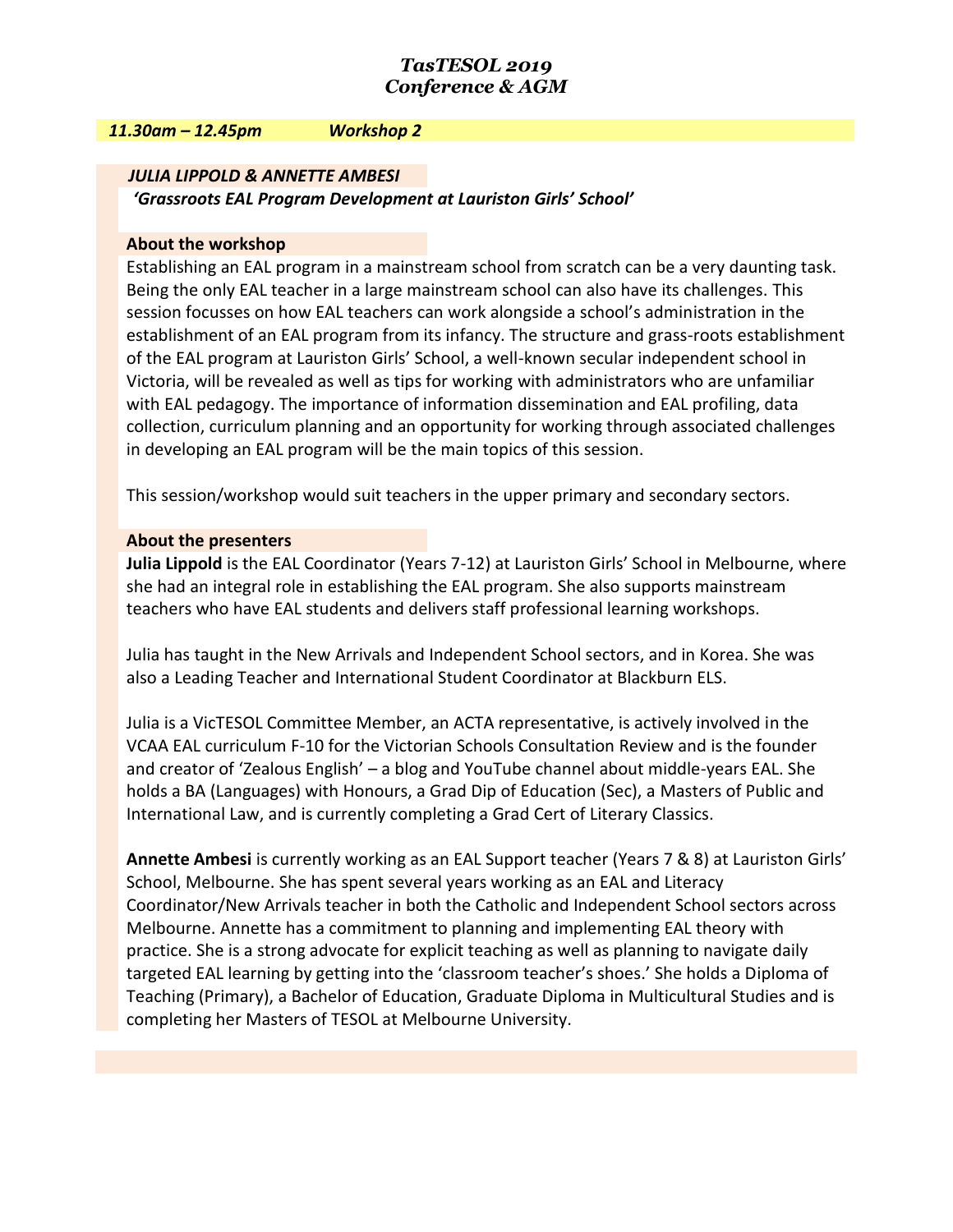***11.30am – 12.45pm*** ***Workshop 2***

***JULIA LIPPOLD & ANNETTE AMBESI***

***'Grassroots EAL Program Development at Lauriston Girls' School'***

**About the workshop**

Establishing an EAL program in a mainstream school from scratch can be a very daunting task. Being the only EAL teacher in a large mainstream school can also have its challenges. This session focusses on how EAL teachers can work alongside a school's administration in the establishment of an EAL program from its infancy. The structure and grass-roots establishment of the EAL program at Lauriston Girls' School, a well-known secular independent school in Victoria, will be revealed as well as tips for working with administrators who are unfamiliar with EAL pedagogy. The importance of information dissemination and EAL profiling, data collection, curriculum planning and an opportunity for working through associated challenges in developing an EAL program will be the main topics of this session.

This session/workshop would suit teachers in the upper primary and secondary sectors.

**About the presenters**

**Julia Lippold** is the EAL Coordinator (Years 7-12) at Lauriston Girls' School in Melbourne, where she had an integral role in establishing the EAL program. She also supports mainstream teachers who have EAL students and delivers staff professional learning workshops.

Julia has taught in the New Arrivals and Independent School sectors, and in Korea. She was also a Leading Teacher and International Student Coordinator at Blackburn ELS.

Julia is a VicTESOL Committee Member, an ACTA representative, is actively involved in the VCAA EAL curriculum F-10 for the Victorian Schools Consultation Review and is the founder and creator of 'Zealous English' – a blog and YouTube channel about middle-years EAL. She holds a BA (Languages) with Honours, a Grad Dip of Education (Sec), a Masters of Public and International Law, and is currently completing a Grad Cert of Literary Classics.

**Annette Ambesi** is currently working as an EAL Support teacher (Years 7 & 8) at Lauriston Girls' School, Melbourne. She has spent several years working as an EAL and Literacy Coordinator/New Arrivals teacher in both the Catholic and Independent School sectors across Melbourne. Annette has a commitment to planning and implementing EAL theory with practice. She is a strong advocate for explicit teaching as well as planning to navigate daily targeted EAL learning by getting into the 'classroom teacher's shoes.' She holds a Diploma of Teaching (Primary), a Bachelor of Education, Graduate Diploma in Multicultural Studies and is completing her Masters of TESOL at Melbourne University.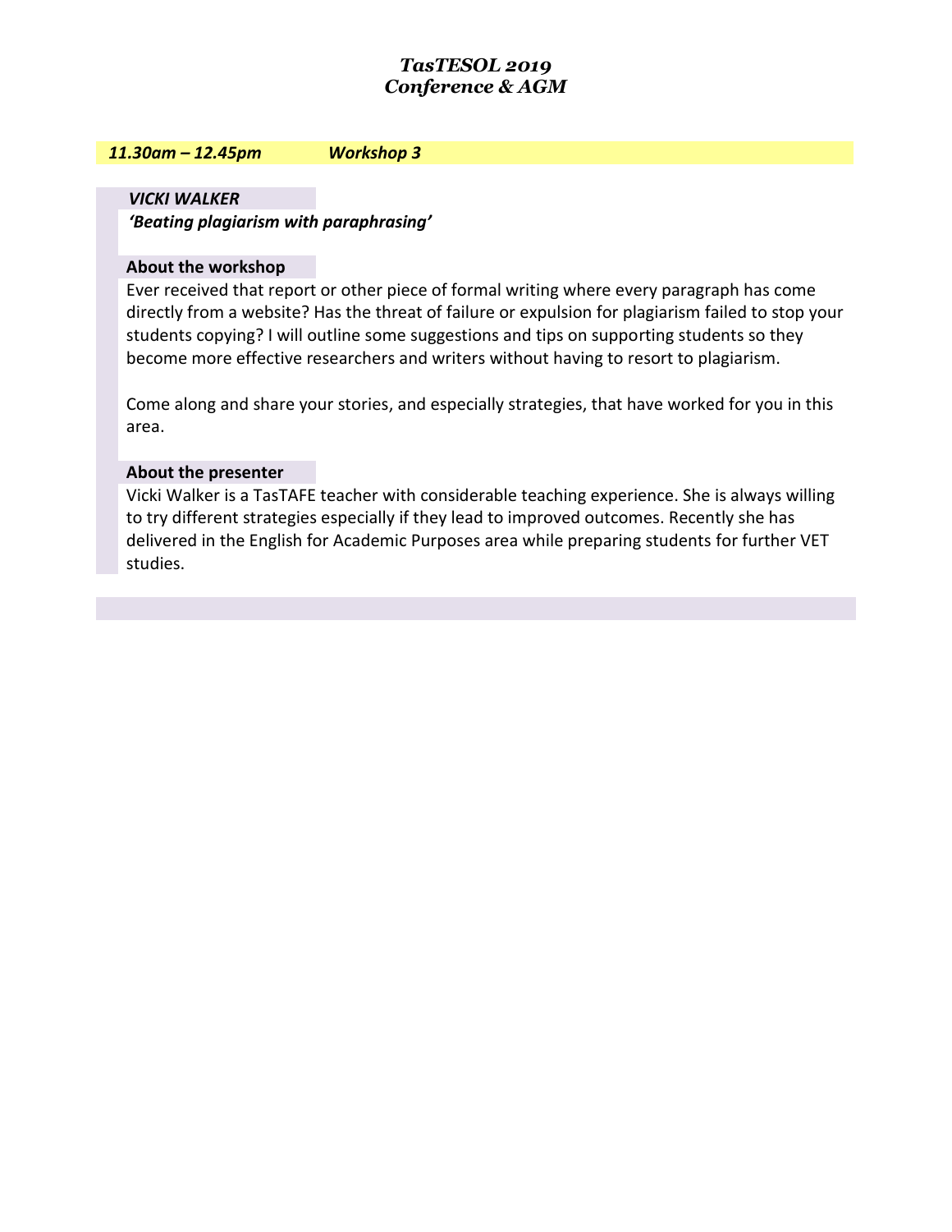# *TasTESOL 2019*
# *Conference & AGM*

***11.30am – 12.45pm*** ***Workshop 3***

***VICKI WALKER***

***'Beating plagiarism with paraphrasing'***

**About the workshop**

Ever received that report or other piece of formal writing where every paragraph has come directly from a website? Has the threat of failure or expulsion for plagiarism failed to stop your students copying? I will outline some suggestions and tips on supporting students so they become more effective researchers and writers without having to resort to plagiarism.

Come along and share your stories, and especially strategies, that have worked for you in this area.

**About the presenter**

Vicki Walker is a TasTAFE teacher with considerable teaching experience. She is always willing to try different strategies especially if they lead to improved outcomes. Recently she has delivered in the English for Academic Purposes area while preparing students for further VET studies.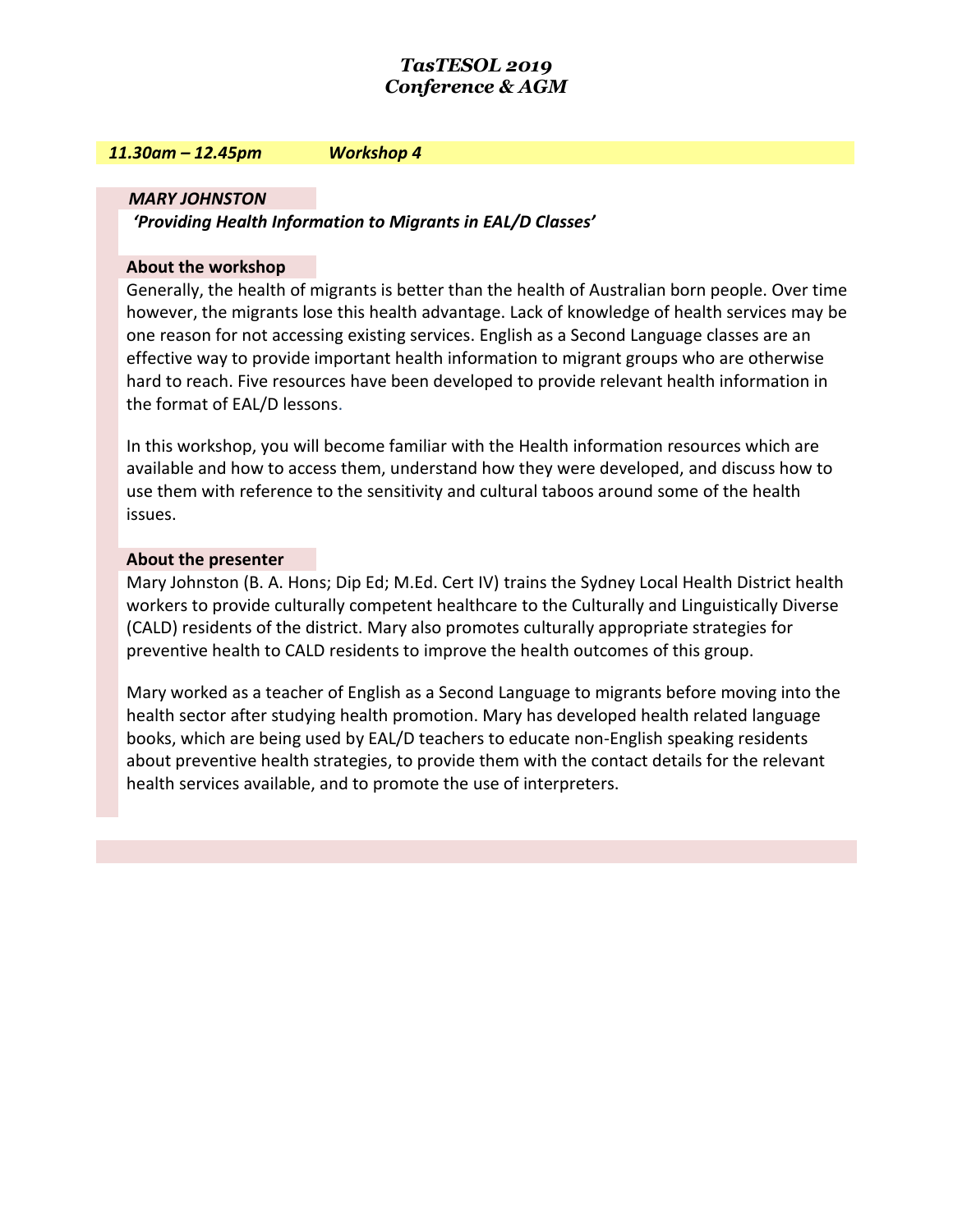*11.30am – 12.45pm* *Workshop 4*

***MARY JOHNSTON***

***'Providing Health Information to Migrants in EAL/D Classes'***

**About the workshop**

Generally, the health of migrants is better than the health of Australian born people. Over time however, the migrants lose this health advantage. Lack of knowledge of health services may be one reason for not accessing existing services. English as a Second Language classes are an effective way to provide important health information to migrant groups who are otherwise hard to reach. Five resources have been developed to provide relevant health information in the format of EAL/D lessons.

In this workshop, you will become familiar with the Health information resources which are available and how to access them, understand how they were developed, and discuss how to use them with reference to the sensitivity and cultural taboos around some of the health issues.

**About the presenter**

Mary Johnston (B. A. Hons; Dip Ed; M.Ed. Cert IV) trains the Sydney Local Health District health workers to provide culturally competent healthcare to the Culturally and Linguistically Diverse (CALD) residents of the district. Mary also promotes culturally appropriate strategies for preventive health to CALD residents to improve the health outcomes of this group.

Mary worked as a teacher of English as a Second Language to migrants before moving into the health sector after studying health promotion. Mary has developed health related language books, which are being used by EAL/D teachers to educate non-English speaking residents about preventive health strategies, to provide them with the contact details for the relevant health services available, and to promote the use of interpreters.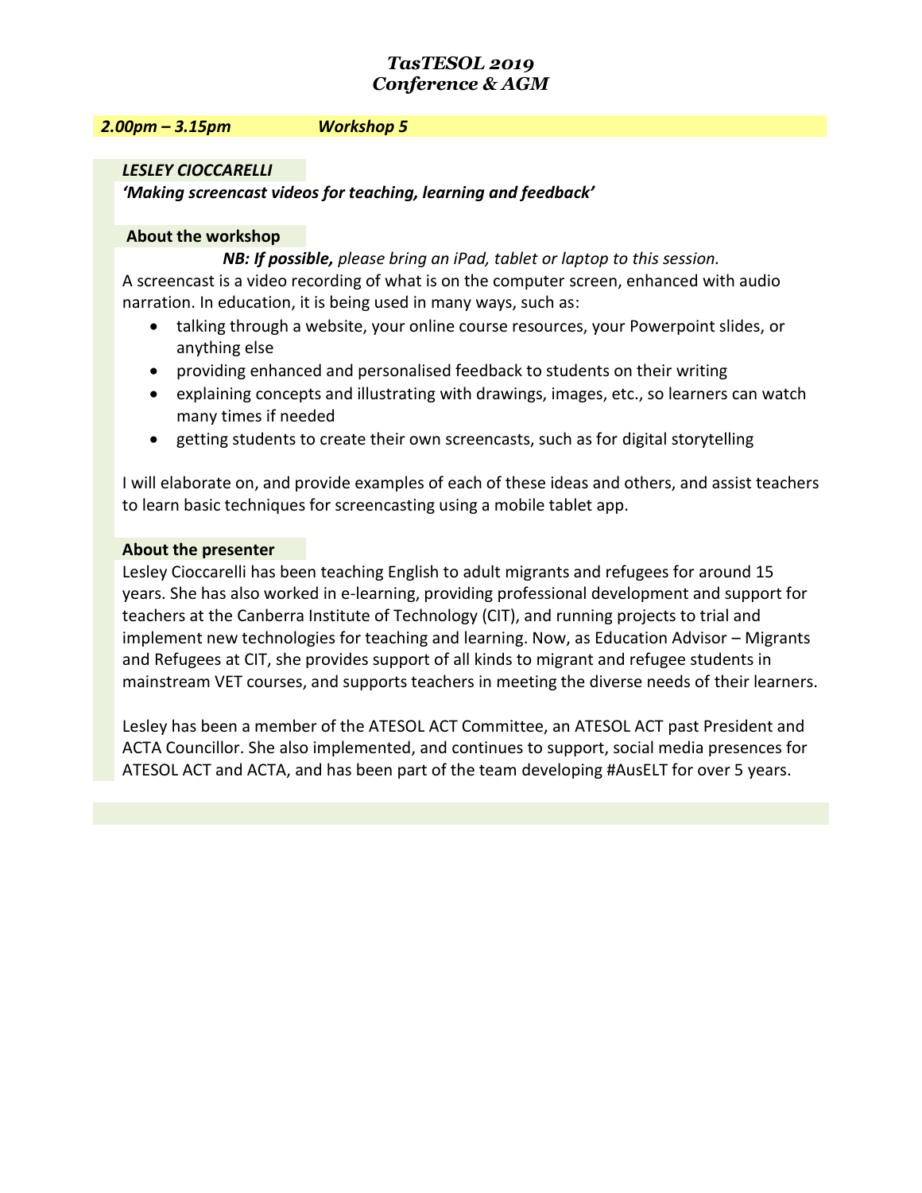***2.00pm – 3.15pm*** ***Workshop 5***

***LESLEY CIOCCARELLI***

***'Making screencast videos for teaching, learning and feedback'***

**About the workshop**

***NB: If possible,*** *please bring an iPad, tablet or laptop to this session.*

A screencast is a video recording of what is on the computer screen, enhanced with audio narration. In education, it is being used in many ways, such as:

- talking through a website, your online course resources, your Powerpoint slides, or anything else
- providing enhanced and personalised feedback to students on their writing
- explaining concepts and illustrating with drawings, images, etc., so learners can watch many times if needed
- getting students to create their own screencasts, such as for digital storytelling

I will elaborate on, and provide examples of each of these ideas and others, and assist teachers to learn basic techniques for screencasting using a mobile tablet app.

**About the presenter**

Lesley Cioccarelli has been teaching English to adult migrants and refugees for around 15 years. She has also worked in e-learning, providing professional development and support for teachers at the Canberra Institute of Technology (CIT), and running projects to trial and implement new technologies for teaching and learning. Now, as Education Advisor – Migrants and Refugees at CIT, she provides support of all kinds to migrant and refugee students in mainstream VET courses, and supports teachers in meeting the diverse needs of their learners.

Lesley has been a member of the ATESOL ACT Committee, an ATESOL ACT past President and ACTA Councillor. She also implemented, and continues to support, social media presences for ATESOL ACT and ACTA, and has been part of the team developing #AusELT for over 5 years.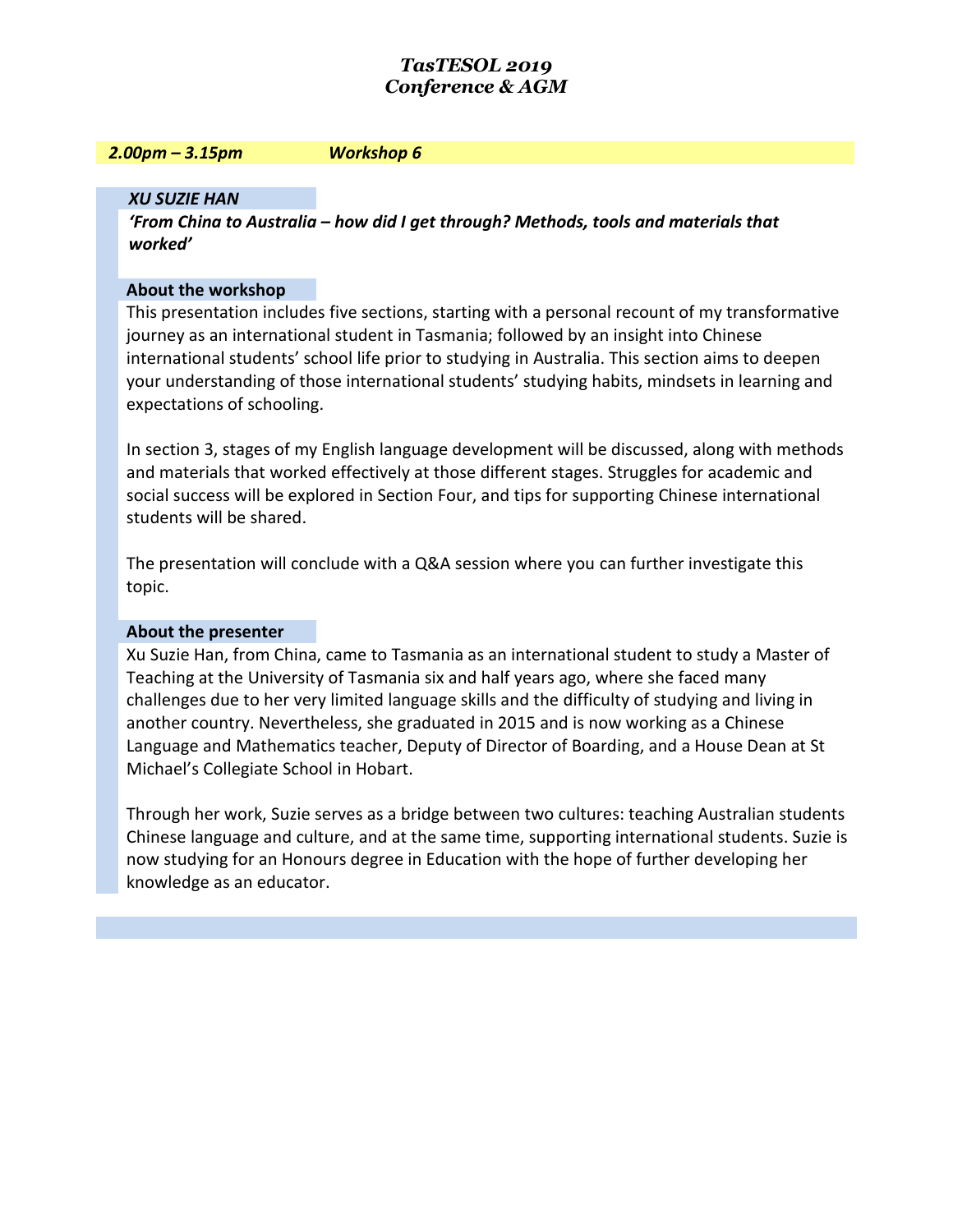*2.00pm – 3.15pm* *Workshop 6*

***XU SUZIE HAN***

***'From China to Australia – how did I get through? Methods, tools and materials that worked'***

**About the workshop**

This presentation includes five sections, starting with a personal recount of my transformative journey as an international student in Tasmania; followed by an insight into Chinese international students' school life prior to studying in Australia. This section aims to deepen your understanding of those international students' studying habits, mindsets in learning and expectations of schooling.

In section 3, stages of my English language development will be discussed, along with methods and materials that worked effectively at those different stages. Struggles for academic and social success will be explored in Section Four, and tips for supporting Chinese international students will be shared.

The presentation will conclude with a Q&A session where you can further investigate this topic.

**About the presenter**

Xu Suzie Han, from China, came to Tasmania as an international student to study a Master of Teaching at the University of Tasmania six and half years ago, where she faced many challenges due to her very limited language skills and the difficulty of studying and living in another country. Nevertheless, she graduated in 2015 and is now working as a Chinese Language and Mathematics teacher, Deputy of Director of Boarding, and a House Dean at St Michael's Collegiate School in Hobart.

Through her work, Suzie serves as a bridge between two cultures: teaching Australian students Chinese language and culture, and at the same time, supporting international students. Suzie is now studying for an Honours degree in Education with the hope of further developing her knowledge as an educator.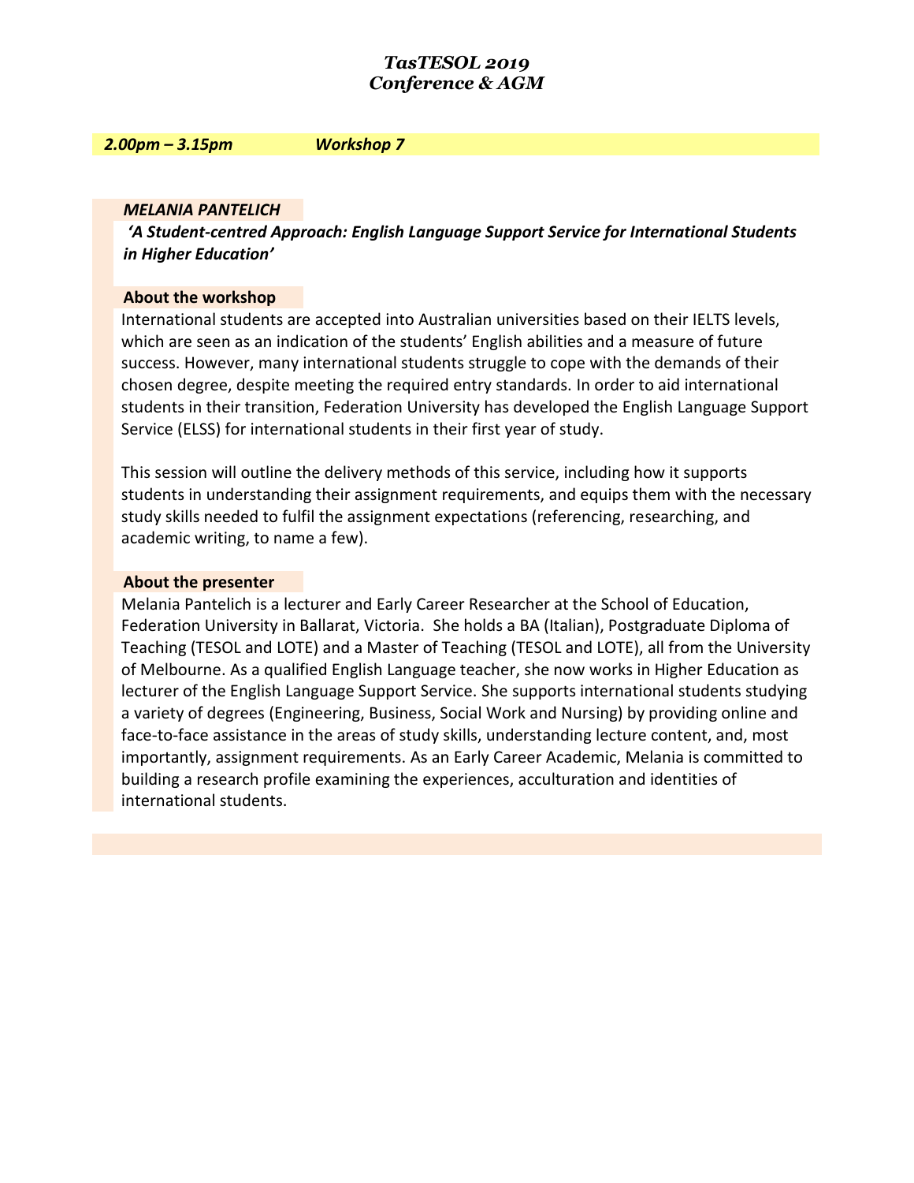***2.00pm – 3.15pm Workshop 7***

***MELANIA PANTELICH***

***'A Student-centred Approach: English Language Support Service for International Students in Higher Education'***

**About the workshop**

International students are accepted into Australian universities based on their IELTS levels, which are seen as an indication of the students' English abilities and a measure of future success. However, many international students struggle to cope with the demands of their chosen degree, despite meeting the required entry standards. In order to aid international students in their transition, Federation University has developed the English Language Support Service (ELSS) for international students in their first year of study.

This session will outline the delivery methods of this service, including how it supports students in understanding their assignment requirements, and equips them with the necessary study skills needed to fulfil the assignment expectations (referencing, researching, and academic writing, to name a few).

**About the presenter**

Melania Pantelich is a lecturer and Early Career Researcher at the School of Education, Federation University in Ballarat, Victoria. She holds a BA (Italian), Postgraduate Diploma of Teaching (TESOL and LOTE) and a Master of Teaching (TESOL and LOTE), all from the University of Melbourne. As a qualified English Language teacher, she now works in Higher Education as lecturer of the English Language Support Service. She supports international students studying a variety of degrees (Engineering, Business, Social Work and Nursing) by providing online and face-to-face assistance in the areas of study skills, understanding lecture content, and, most importantly, assignment requirements. As an Early Career Academic, Melania is committed to building a research profile examining the experiences, acculturation and identities of international students.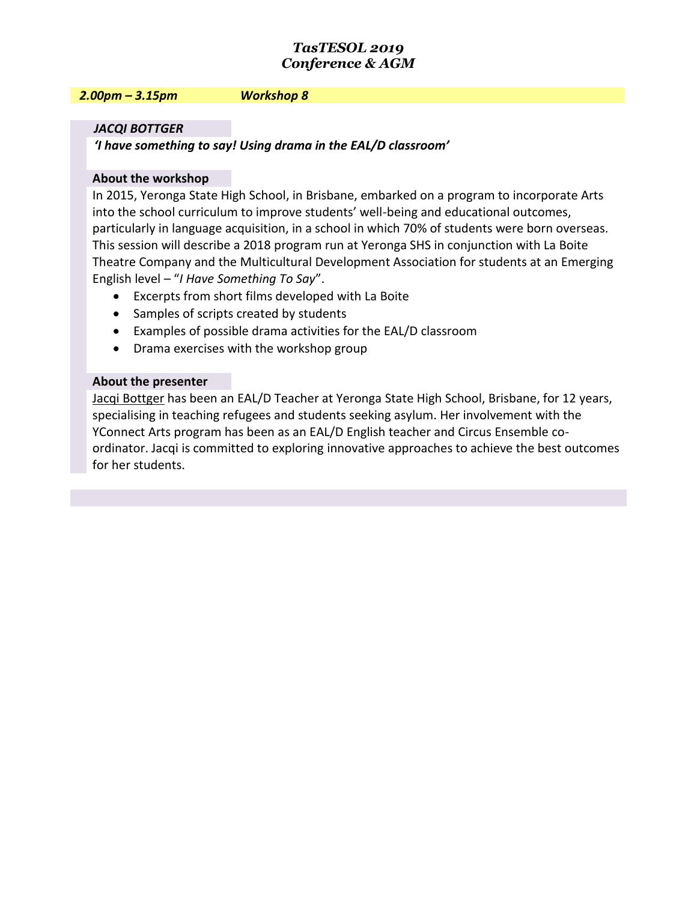***2.00pm – 3.15pm*** ***Workshop 8***

***JACQI BOTTGER***

***'I have something to say! Using drama in the EAL/D classroom'***

**About the workshop**

In 2015, Yeronga State High School, in Brisbane, embarked on a program to incorporate Arts into the school curriculum to improve students' well-being and educational outcomes, particularly in language acquisition, in a school in which 70% of students were born overseas. This session will describe a 2018 program run at Yeronga SHS in conjunction with La Boite Theatre Company and the Multicultural Development Association for students at an Emerging English level – "*I Have Something To Say*".

- Excerpts from short films developed with La Boite
- Samples of scripts created by students
- Examples of possible drama activities for the EAL/D classroom
- Drama exercises with the workshop group

**About the presenter**

Jacqi Bottger has been an EAL/D Teacher at Yeronga State High School, Brisbane, for 12 years, specialising in teaching refugees and students seeking asylum. Her involvement with the YConnect Arts program has been as an EAL/D English teacher and Circus Ensemble co-ordinator. Jacqi is committed to exploring innovative approaches to achieve the best outcomes for her students.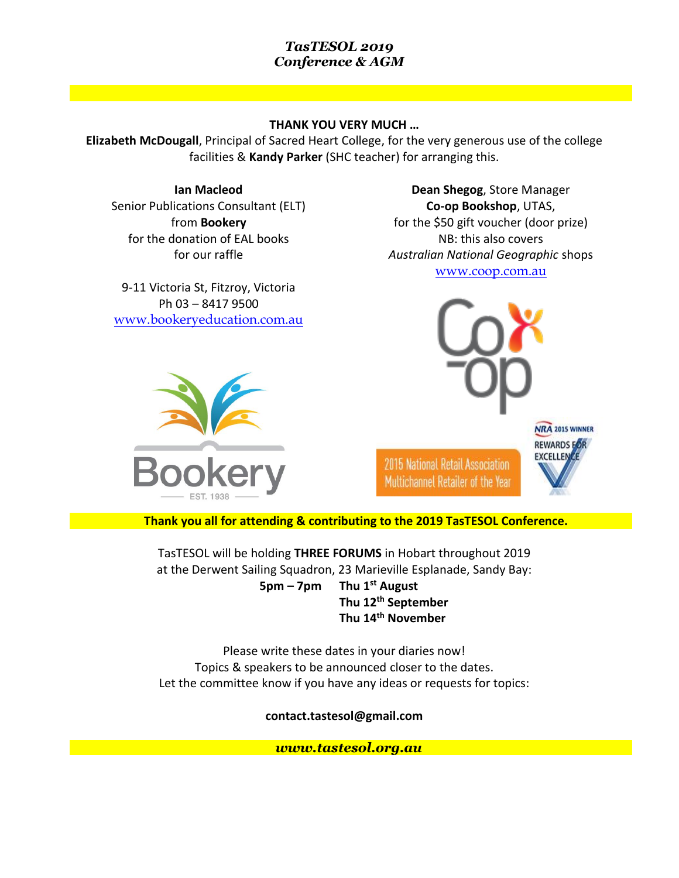*TasTESOL 2019*
*Conference & AGM*

**THANK YOU VERY MUCH …**

**Elizabeth McDougall**, Principal of Sacred Heart College, for the very generous use of the college facilities & **Kandy Parker** (SHC teacher) for arranging this.

**Ian Macleod**
Senior Publications Consultant (ELT)
from **Bookery**
for the donation of EAL books
for our raffle

9-11 Victoria St, Fitzroy, Victoria
Ph 03 – 8417 9500
www.bookeryeducation.com.au

**Dean Shegog**, Store Manager
**Co-op Bookshop**, UTAS,
for the $50 gift voucher (door prize)
NB: this also covers
*Australian National Geographic* shops
www.coop.com.au

Bookery
EST. 1938

Co-op

2015 National Retail Association Multichannel Retailer of the Year

NRA 2015 WINNER
REWARDS FOR EXCELLENCE

**Thank you all for attending & contributing to the 2019 TasTESOL Conference.**

TasTESOL will be holding **THREE FORUMS** in Hobart throughout 2019
at the Derwent Sailing Squadron, 23 Marieville Esplanade, Sandy Bay:

**5pm – 7pm** **Thu 1st August**
**Thu 12th September**
**Thu 14th November**

Please write these dates in your diaries now!
Topics & speakers to be announced closer to the dates.
Let the committee know if you have any ideas or requests for topics:

**contact.tastesol@gmail.com**

***www.tastesol.org.au***